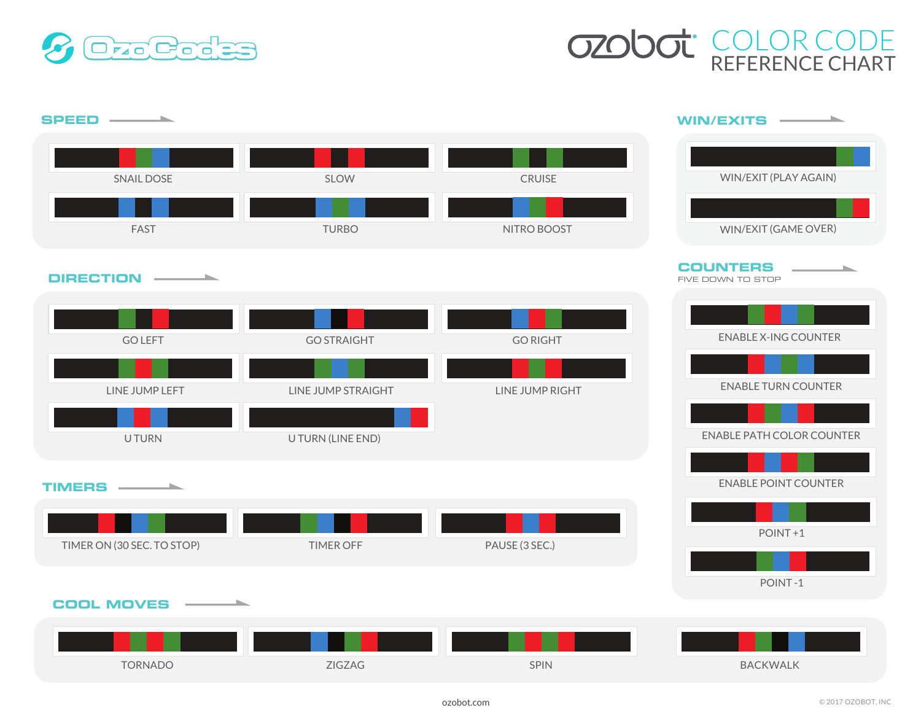# OzoCodes

# ozobot COLOR CODE REFERENCE CHART

## SPEED

- SNAIL DOSE
- SLOW
- CRUISE
- FAST
- TURBO
- NITRO BOOST

## WIN/EXITS

- WIN/EXIT (PLAY AGAIN)
- WIN/EXIT (GAME OVER)

## DIRECTION

- GO LEFT
- GO STRAIGHT
- GO RIGHT
- LINE JUMP LEFT
- LINE JUMP STRAIGHT
- LINE JUMP RIGHT
- U TURN
- U TURN (LINE END)

## COUNTERS

FIVE DOWN TO STOP

- ENABLE X-ING COUNTER
- ENABLE TURN COUNTER
- ENABLE PATH COLOR COUNTER
- ENABLE POINT COUNTER
- POINT +1
- POINT -1

## TIMERS

- TIMER ON (30 SEC. TO STOP)
- TIMER OFF
- PAUSE (3 SEC.)

## COOL MOVES

- TORNADO
- ZIGZAG
- SPIN
- BACKWALK

ozobot.com

© 2017 OZOBOT, INC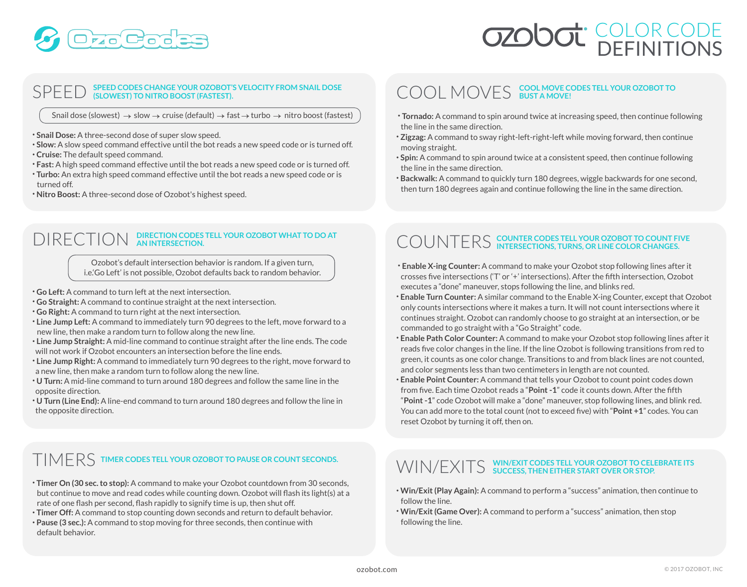# OzoCodes

# ozobot COLOR CODE DEFINITIONS

## SPEED

**SPEED CODES CHANGE YOUR OZOBOT'S VELOCITY FROM SNAIL DOSE (SLOWEST) TO NITRO BOOST (FASTEST).**

Snail dose (slowest) → slow → cruise (default) → fast → turbo → nitro boost (fastest)

- **Snail Dose:** A three-second dose of super slow speed.
- **Slow:** A slow speed command effective until the bot reads a new speed code or is turned off.
- **Cruise:** The default speed command.
- **Fast:** A high speed command effective until the bot reads a new speed code or is turned off.
- **Turbo:** An extra high speed command effective until the bot reads a new speed code or is turned off.
- **Nitro Boost:** A three-second dose of Ozobot's highest speed.

## DIRECTION

**DIRECTION CODES TELL YOUR OZOBOT WHAT TO DO AT AN INTERSECTION.**

Ozobot's default intersection behavior is random. If a given turn, i.e.'Go Left' is not possible, Ozobot defaults back to random behavior.

- **Go Left:** A command to turn left at the next intersection.
- **Go Straight:** A command to continue straight at the next intersection.
- **Go Right:** A command to turn right at the next intersection.
- **Line Jump Left:** A command to immediately turn 90 degrees to the left, move forward to a new line, then make a random turn to follow along the new line.
- **Line Jump Straight:** A mid-line command to continue straight after the line ends. The code will not work if Ozobot encounters an intersection before the line ends.
- **Line Jump Right:** A command to immediately turn 90 degrees to the right, move forward to a new line, then make a random turn to follow along the new line.
- **U Turn:** A mid-line command to turn around 180 degrees and follow the same line in the opposite direction.
- **U Turn (Line End):** A line-end command to turn around 180 degrees and follow the line in the opposite direction.

## TIMERS

**TIMER CODES TELL YOUR OZOBOT TO PAUSE OR COUNT SECONDS.**

- **Timer On (30 sec. to stop):** A command to make your Ozobot countdown from 30 seconds, but continue to move and read codes while counting down. Ozobot will flash its light(s) at a rate of one flash per second, flash rapidly to signify time is up, then shut off.
- **Timer Off:** A command to stop counting down seconds and return to default behavior.
- **Pause (3 sec.):** A command to stop moving for three seconds, then continue with default behavior.

## COOL MOVES

**COOL MOVE CODES TELL YOUR OZOBOT TO BUST A MOVE!**

- **Tornado:** A command to spin around twice at increasing speed, then continue following the line in the same direction.
- **Zigzag:** A command to sway right-left-right-left while moving forward, then continue moving straight.
- **Spin:** A command to spin around twice at a consistent speed, then continue following the line in the same direction.
- **Backwalk:** A command to quickly turn 180 degrees, wiggle backwards for one second, then turn 180 degrees again and continue following the line in the same direction.

## COUNTERS

**COUNTER CODES TELL YOUR OZOBOT TO COUNT FIVE INTERSECTIONS, TURNS, OR LINE COLOR CHANGES.**

- **Enable X-ing Counter:** A command to make your Ozobot stop following lines after it crosses five intersections ('T' or '+' intersections). After the fifth intersection, Ozobot executes a "done" maneuver, stops following the line, and blinks red.
- **Enable Turn Counter:** A similar command to the Enable X-ing Counter, except that Ozobot only counts intersections where it makes a turn. It will not count intersections where it continues straight. Ozobot can randomly choose to go straight at an intersection, or be commanded to go straight with a "Go Straight" code.
- **Enable Path Color Counter:** A command to make your Ozobot stop following lines after it reads five color changes in the line. If the line Ozobot is following transitions from red to green, it counts as one color change. Transitions to and from black lines are not counted, and color segments less than two centimeters in length are not counted.
- **Enable Point Counter:** A command that tells your Ozobot to count point codes down from five. Each time Ozobot reads a "**Point -1**" code it counts down. After the fifth "**Point -1**" code Ozobot will make a "done" maneuver, stop following lines, and blink red. You can add more to the total count (not to exceed five) with "**Point +1**" codes. You can reset Ozobot by turning it off, then on.

## WIN/EXITS

**WIN/EXIT CODES TELL YOUR OZOBOT TO CELEBRATE ITS SUCCESS, THEN EITHER START OVER OR STOP.**

- **Win/Exit (Play Again):** A command to perform a "success" animation, then continue to follow the line.
- **Win/Exit (Game Over):** A command to perform a "success" animation, then stop following the line.

ozobot.com

© 2017 OZOBOT, INC